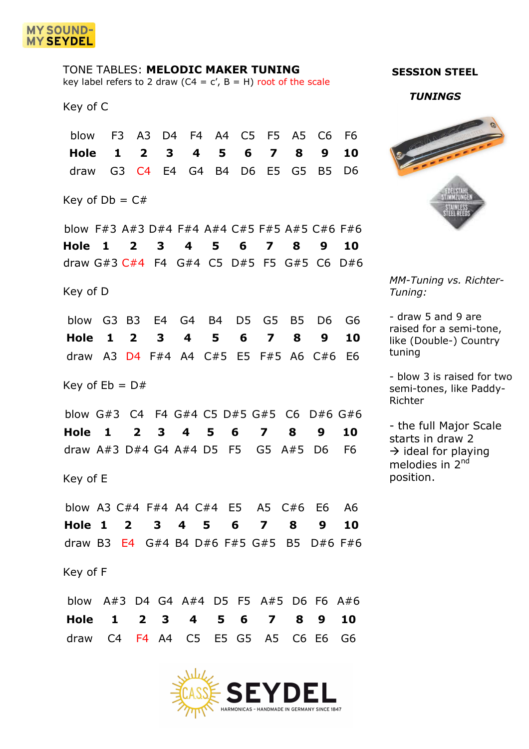MY SOUND-MY SEYDEL

TONE TABLES: **MELODIC MAKER TUNING**
key label refers to 2 draw (C4 = c', B = H) root of the scale

Key of C

| blow | F3 | A3 | D4 | F4 | A4 | C5 | F5 | A5 | C6 | F6 |
|---|---|---|---|---|---|---|---|---|---|---|
| **Hole** | **1** | **2** | **3** | **4** | **5** | **6** | **7** | **8** | **9** | **10** |
| draw | G3 | C4 | E4 | G4 | B4 | D6 | E5 | G5 | B5 | D6 |

Key of Db = C#

| blow | F#3 | A#3 | D#4 | F#4 | A#4 | C#5 | F#5 | A#5 | C#6 | F#6 |
|---|---|---|---|---|---|---|---|---|---|---|
| **Hole** | **1** | **2** | **3** | **4** | **5** | **6** | **7** | **8** | **9** | **10** |
| draw | G#3 | C#4 | F4 | G#4 | C5 | D#5 | F5 | G#5 | C6 | D#6 |

Key of D

| blow | G3 | B3 | E4 | G4 | B4 | D5 | G5 | B5 | D6 | G6 |
|---|---|---|---|---|---|---|---|---|---|---|
| **Hole** | **1** | **2** | **3** | **4** | **5** | **6** | **7** | **8** | **9** | **10** |
| draw | A3 | D4 | F#4 | A4 | C#5 | E5 | F#5 | A6 | C#6 | E6 |

Key of Eb = D#

| blow | G#3 | C4 | F4 | G#4 | C5 | D#5 | G#5 | C6 | D#6 | G#6 |
|---|---|---|---|---|---|---|---|---|---|---|
| **Hole** | **1** | **2** | **3** | **4** | **5** | **6** | **7** | **8** | **9** | **10** |
| draw | A#3 | D#4 | G4 | A#4 | D5 | F5 | G5 | A#5 | D6 | F6 |

Key of E

| blow | A3 | C#4 | F#4 | A4 | C#4 | E5 | A5 | C#6 | E6 | A6 |
|---|---|---|---|---|---|---|---|---|---|---|
| **Hole** | **1** | **2** | **3** | **4** | **5** | **6** | **7** | **8** | **9** | **10** |
| draw | B3 | E4 | G#4 | B4 | D#6 | F#5 | G#5 | B5 | D#6 | F#6 |

Key of F

| blow | A#3 | D4 | G4 | A#4 | D5 | F5 | A#5 | D6 | F6 | A#6 |
|---|---|---|---|---|---|---|---|---|---|---|
| **Hole** | **1** | **2** | **3** | **4** | **5** | **6** | **7** | **8** | **9** | **10** |
| draw | C4 | F4 | A4 | C5 | E5 | G5 | A5 | C6 | E6 | G6 |

**SESSION STEEL**

***TUNINGS***

EDELSTAHL STIMMZUNGEN
STAINLESS STEEL REEDS

*MM-Tuning vs. Richter-Tuning:*

- draw 5 and 9 are raised for a semi-tone, like (Double-) Country tuning

- blow 3 is raised for two semi-tones, like Paddy-Richter

- the full Major Scale starts in draw 2 → ideal for playing melodies in 2nd position.

CASS SEYDEL
HARMONICAS – HANDMADE IN GERMANY SINCE 1847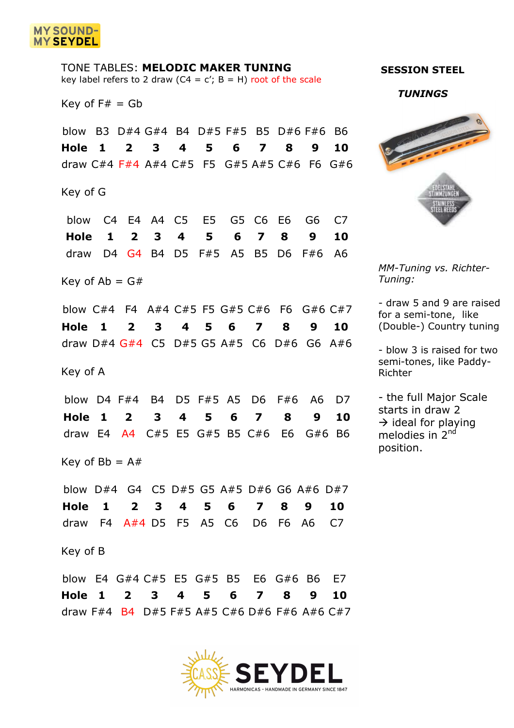MY SOUND- MY SEYDEL

TONE TABLES: **MELODIC MAKER TUNING**
key label refers to 2 draw (C4 = c'; B = H) root of the scale

Key of F# = Gb

| | | | | | | | | | | |
|---|---|---|---|---|---|---|---|---|---|---|
| blow | B3 | D#4 | G#4 | B4 | D#5 | F#5 | B5 | D#6 | F#6 | B6 |
| **Hole** | **1** | **2** | **3** | **4** | **5** | **6** | **7** | **8** | **9** | **10** |
| draw | C#4 | F#4 | A#4 | C#5 | F5 | G#5 | A#5 | C#6 | F6 | G#6 |

Key of G

| | | | | | | | | | | |
|---|---|---|---|---|---|---|---|---|---|---|
| blow | C4 | E4 | A4 | C5 | E5 | G5 | C6 | E6 | G6 | C7 |
| **Hole** | **1** | **2** | **3** | **4** | **5** | **6** | **7** | **8** | **9** | **10** |
| draw | D4 | G4 | B4 | D5 | F#5 | A5 | B5 | D6 | F#6 | A6 |

Key of Ab = G#

| | | | | | | | | | | |
|---|---|---|---|---|---|---|---|---|---|---|
| blow | C#4 | F4 | A#4 | C#5 | F5 | G#5 | C#6 | F6 | G#6 | C#7 |
| **Hole** | **1** | **2** | **3** | **4** | **5** | **6** | **7** | **8** | **9** | **10** |
| draw | D#4 | G#4 | C5 | D#5 | G5 | A#5 | C6 | D#6 | G6 | A#6 |

Key of A

| | | | | | | | | | | |
|---|---|---|---|---|---|---|---|---|---|---|
| blow | D4 | F#4 | B4 | D5 | F#5 | A5 | D6 | F#6 | A6 | D7 |
| **Hole** | **1** | **2** | **3** | **4** | **5** | **6** | **7** | **8** | **9** | **10** |
| draw | E4 | A4 | C#5 | E5 | G#5 | B5 | C#6 | E6 | G#6 | B6 |

Key of Bb = A#

| | | | | | | | | | | |
|---|---|---|---|---|---|---|---|---|---|---|
| blow | D#4 | G4 | C5 | D#5 | G5 | A#5 | D#6 | G6 | A#6 | D#7 |
| **Hole** | **1** | **2** | **3** | **4** | **5** | **6** | **7** | **8** | **9** | **10** |
| draw | F4 | A#4 | D5 | F5 | A5 | C6 | D6 | F6 | A6 | C7 |

Key of B

| | | | | | | | | | | |
|---|---|---|---|---|---|---|---|---|---|---|
| blow | E4 | G#4 | C#5 | E5 | G#5 | B5 | E6 | G#6 | B6 | E7 |
| **Hole** | **1** | **2** | **3** | **4** | **5** | **6** | **7** | **8** | **9** | **10** |
| draw | F#4 | B4 | D#5 | F#5 | A#5 | C#6 | D#6 | F#6 | A#6 | C#7 |

**SESSION STEEL**

***TUNINGS***

EDELSTAHL STIMMZUNGEN STAINLESS STEEL REEDS

*MM-Tuning vs. Richter-Tuning:*

- draw 5 and 9 are raised for a semi-tone, like (Double-) Country tuning

- blow 3 is raised for two semi-tones, like Paddy-Richter

- the full Major Scale starts in draw 2 → ideal for playing melodies in 2nd position.

C.A.S.S. SEYDEL
HARMONICAS - HANDMADE IN GERMANY SINCE 1847